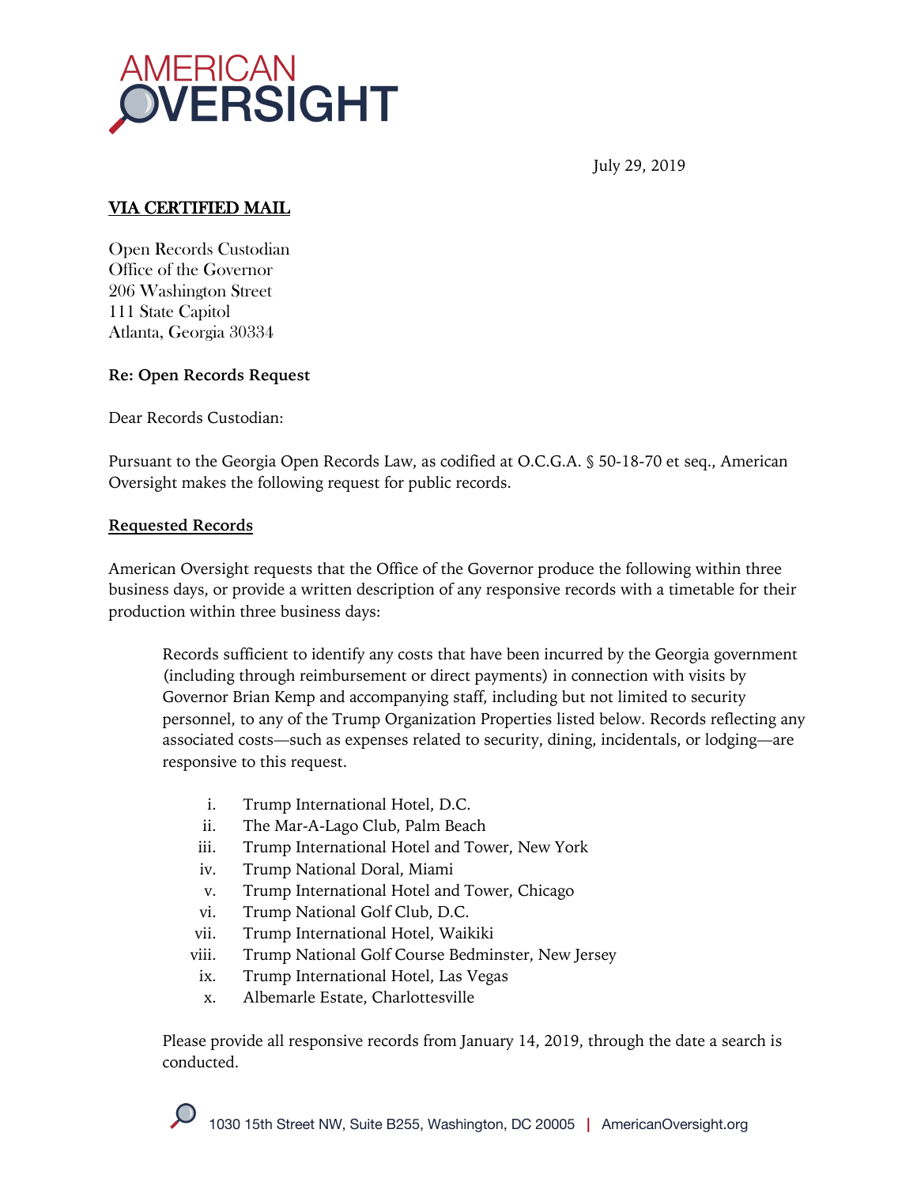AMERICAN OVERSIGHT

July 29, 2019

**VIA CERTIFIED MAIL**

Open Records Custodian
Office of the Governor
206 Washington Street
111 State Capitol
Atlanta, Georgia 30334

**Re: Open Records Request**

Dear Records Custodian:

Pursuant to the Georgia Open Records Law, as codified at O.C.G.A. § 50-18-70 et seq., American Oversight makes the following request for public records.

**Requested Records**

American Oversight requests that the Office of the Governor produce the following within three business days, or provide a written description of any responsive records with a timetable for their production within three business days:

> Records sufficient to identify any costs that have been incurred by the Georgia government (including through reimbursement or direct payments) in connection with visits by Governor Brian Kemp and accompanying staff, including but not limited to security personnel, to any of the Trump Organization Properties listed below. Records reflecting any associated costs—such as expenses related to security, dining, incidentals, or lodging—are responsive to this request.
>
> i. Trump International Hotel, D.C.
> ii. The Mar-A-Lago Club, Palm Beach
> iii. Trump International Hotel and Tower, New York
> iv. Trump National Doral, Miami
> v. Trump International Hotel and Tower, Chicago
> vi. Trump National Golf Club, D.C.
> vii. Trump International Hotel, Waikiki
> viii. Trump National Golf Course Bedminster, New Jersey
> ix. Trump International Hotel, Las Vegas
> x. Albemarle Estate, Charlottesville
>
> Please provide all responsive records from January 14, 2019, through the date a search is conducted.

1030 15th Street NW, Suite B255, Washington, DC 20005 | AmericanOversight.org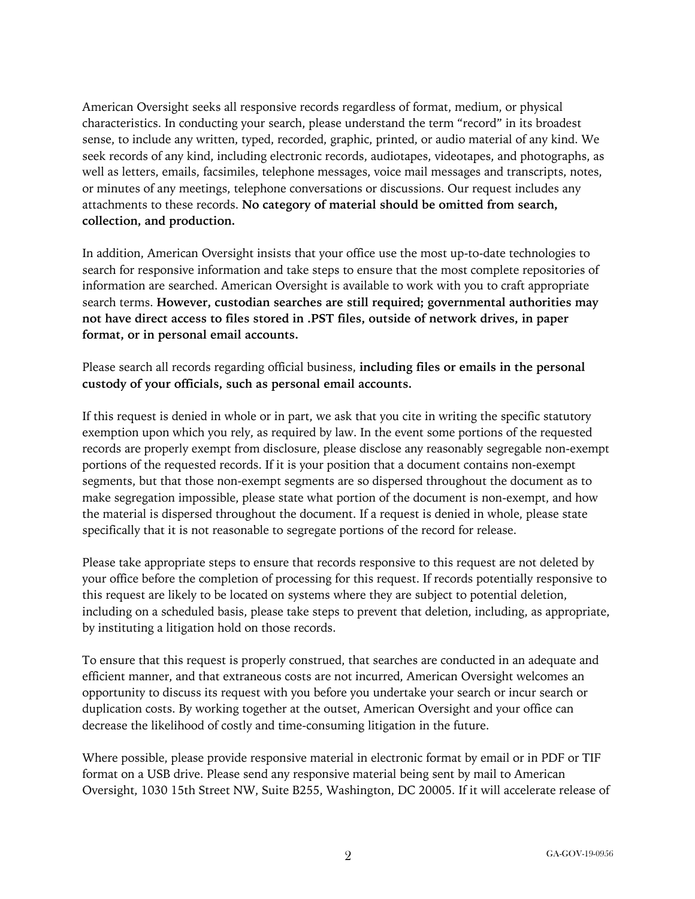American Oversight seeks all responsive records regardless of format, medium, or physical characteristics. In conducting your search, please understand the term "record" in its broadest sense, to include any written, typed, recorded, graphic, printed, or audio material of any kind. We seek records of any kind, including electronic records, audiotapes, videotapes, and photographs, as well as letters, emails, facsimiles, telephone messages, voice mail messages and transcripts, notes, or minutes of any meetings, telephone conversations or discussions. Our request includes any attachments to these records. **No category of material should be omitted from search, collection, and production.**

In addition, American Oversight insists that your office use the most up-to-date technologies to search for responsive information and take steps to ensure that the most complete repositories of information are searched. American Oversight is available to work with you to craft appropriate search terms. **However, custodian searches are still required; governmental authorities may not have direct access to files stored in .PST files, outside of network drives, in paper format, or in personal email accounts.**

Please search all records regarding official business, **including files or emails in the personal custody of your officials, such as personal email accounts.**

If this request is denied in whole or in part, we ask that you cite in writing the specific statutory exemption upon which you rely, as required by law. In the event some portions of the requested records are properly exempt from disclosure, please disclose any reasonably segregable non-exempt portions of the requested records. If it is your position that a document contains non-exempt segments, but that those non-exempt segments are so dispersed throughout the document as to make segregation impossible, please state what portion of the document is non-exempt, and how the material is dispersed throughout the document. If a request is denied in whole, please state specifically that it is not reasonable to segregate portions of the record for release.

Please take appropriate steps to ensure that records responsive to this request are not deleted by your office before the completion of processing for this request. If records potentially responsive to this request are likely to be located on systems where they are subject to potential deletion, including on a scheduled basis, please take steps to prevent that deletion, including, as appropriate, by instituting a litigation hold on those records.

To ensure that this request is properly construed, that searches are conducted in an adequate and efficient manner, and that extraneous costs are not incurred, American Oversight welcomes an opportunity to discuss its request with you before you undertake your search or incur search or duplication costs. By working together at the outset, American Oversight and your office can decrease the likelihood of costly and time-consuming litigation in the future.

Where possible, please provide responsive material in electronic format by email or in PDF or TIF format on a USB drive. Please send any responsive material being sent by mail to American Oversight, 1030 15th Street NW, Suite B255, Washington, DC 20005. If it will accelerate release of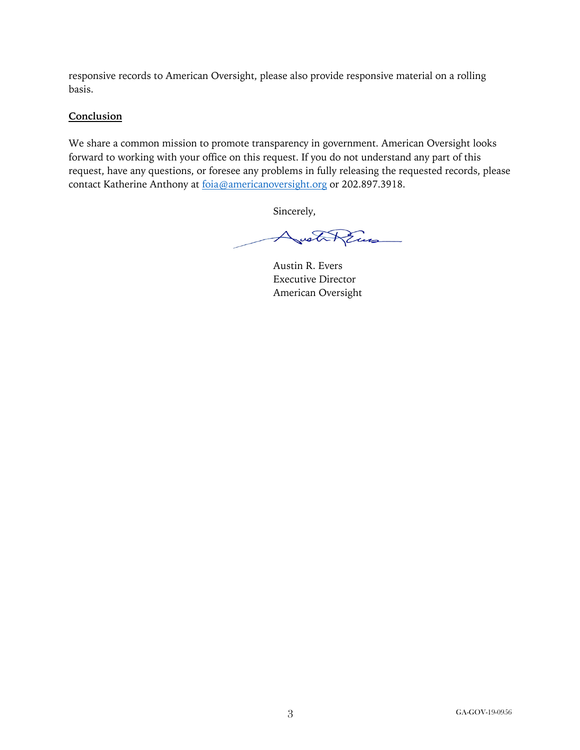responsive records to American Oversight, please also provide responsive material on a rolling basis.

**Conclusion**

We share a common mission to promote transparency in government. American Oversight looks forward to working with your office on this request. If you do not understand any part of this request, have any questions, or foresee any problems in fully releasing the requested records, please contact Katherine Anthony at foia@americanoversight.org or 202.897.3918.

Sincerely,

Austin R. Evers
Executive Director
American Oversight

GA-GOV-19-0956